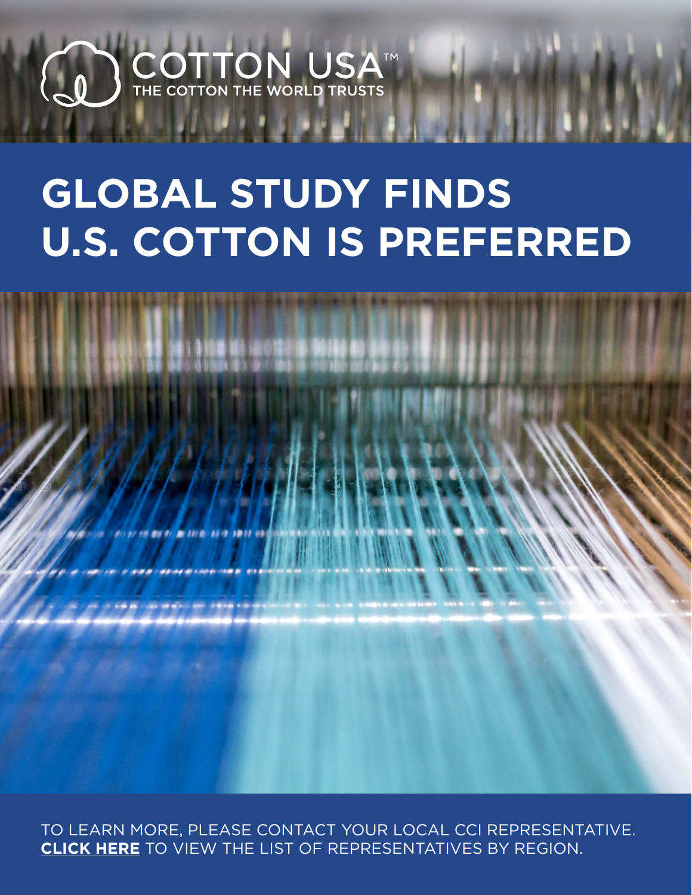COTTON USA™
THE COTTON THE WORLD TRUSTS

# GLOBAL STUDY FINDS U.S. COTTON IS PREFERRED

TO LEARN MORE, PLEASE CONTACT YOUR LOCAL CCI REPRESENTATIVE.
**CLICK HERE** TO VIEW THE LIST OF REPRESENTATIVES BY REGION.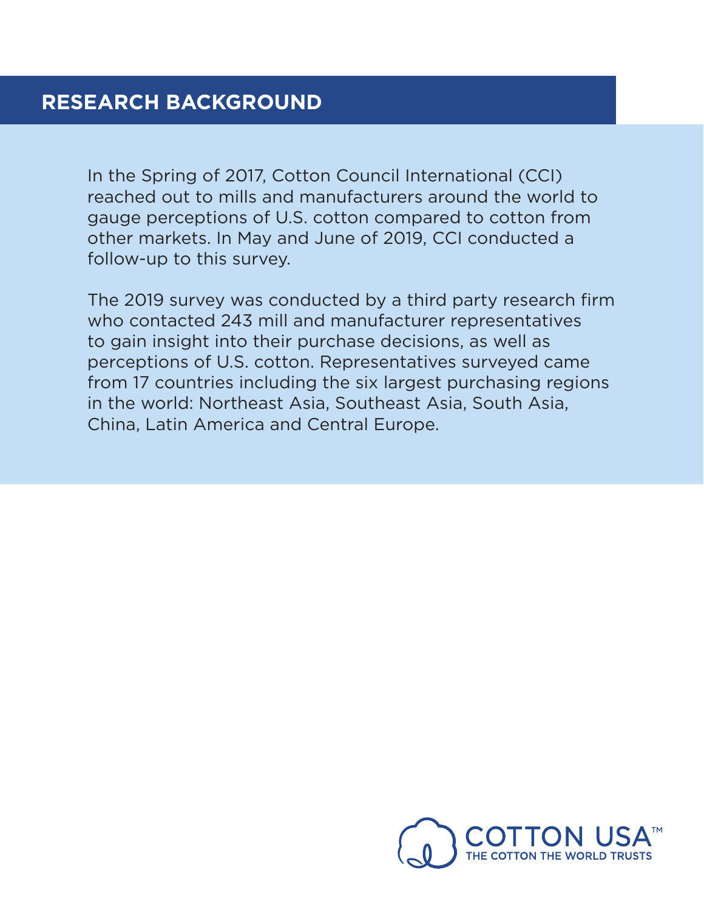## RESEARCH BACKGROUND

In the Spring of 2017, Cotton Council International (CCI) reached out to mills and manufacturers around the world to gauge perceptions of U.S. cotton compared to cotton from other markets. In May and June of 2019, CCI conducted a follow-up to this survey.

The 2019 survey was conducted by a third party research firm who contacted 243 mill and manufacturer representatives to gain insight into their purchase decisions, as well as perceptions of U.S. cotton. Representatives surveyed came from 17 countries including the six largest purchasing regions in the world: Northeast Asia, Southeast Asia, South Asia, China, Latin America and Central Europe.

COTTON USA™
THE COTTON THE WORLD TRUSTS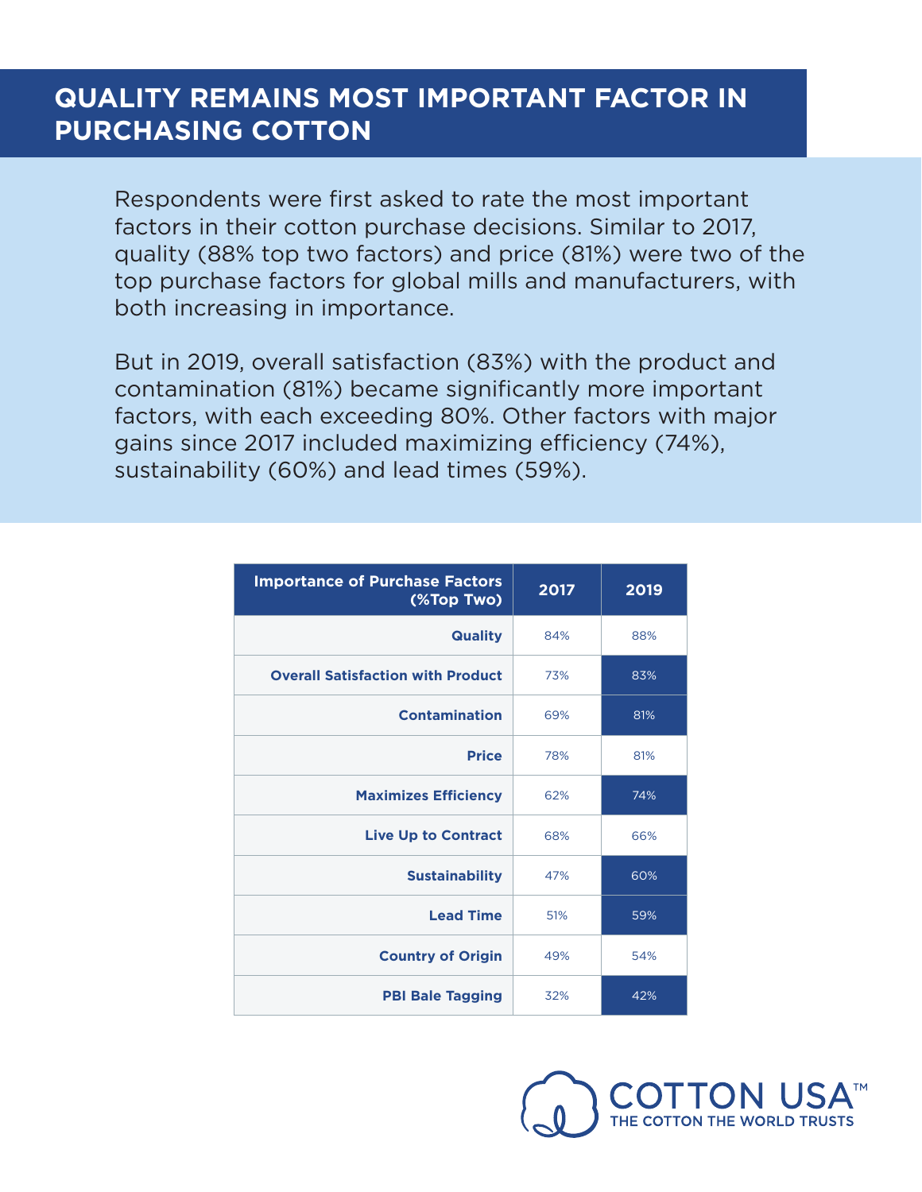# QUALITY REMAINS MOST IMPORTANT FACTOR IN PURCHASING COTTON

Respondents were first asked to rate the most important factors in their cotton purchase decisions. Similar to 2017, quality (88% top two factors) and price (81%) were two of the top purchase factors for global mills and manufacturers, with both increasing in importance.

But in 2019, overall satisfaction (83%) with the product and contamination (81%) became significantly more important factors, with each exceeding 80%. Other factors with major gains since 2017 included maximizing efficiency (74%), sustainability (60%) and lead times (59%).

| Importance of Purchase Factors (%Top Two) | 2017 | 2019 |
|---|---|---|
| Quality | 84% | 88% |
| Overall Satisfaction with Product | 73% | 83% |
| Contamination | 69% | 81% |
| Price | 78% | 81% |
| Maximizes Efficiency | 62% | 74% |
| Live Up to Contract | 68% | 66% |
| Sustainability | 47% | 60% |
| Lead Time | 51% | 59% |
| Country of Origin | 49% | 54% |
| PBI Bale Tagging | 32% | 42% |

COTTON USA™
THE COTTON THE WORLD TRUSTS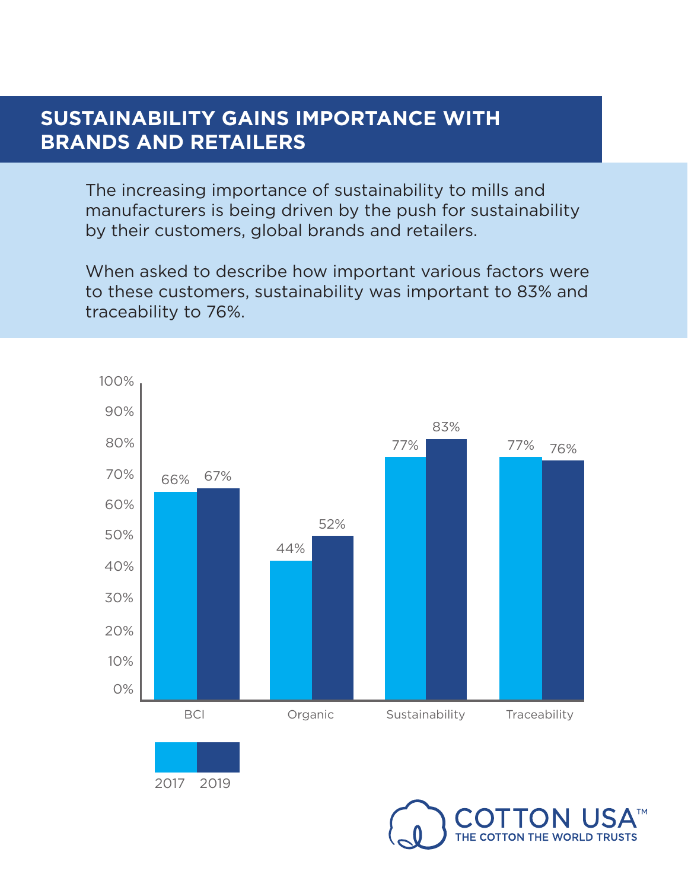## SUSTAINABILITY GAINS IMPORTANCE WITH BRANDS AND RETAILERS

The increasing importance of sustainability to mills and manufacturers is being driven by the push for sustainability by their customers, global brands and retailers.

When asked to describe how important various factors were to these customers, sustainability was important to 83% and traceability to 76%.

| | 2017 | 2019 |
|---|---|---|
| BCI | 66% | 67% |
| Organic | 44% | 52% |
| Sustainability | 77% | 83% |
| Traceability | 77% | 76% |

COTTON USA™
THE COTTON THE WORLD TRUSTS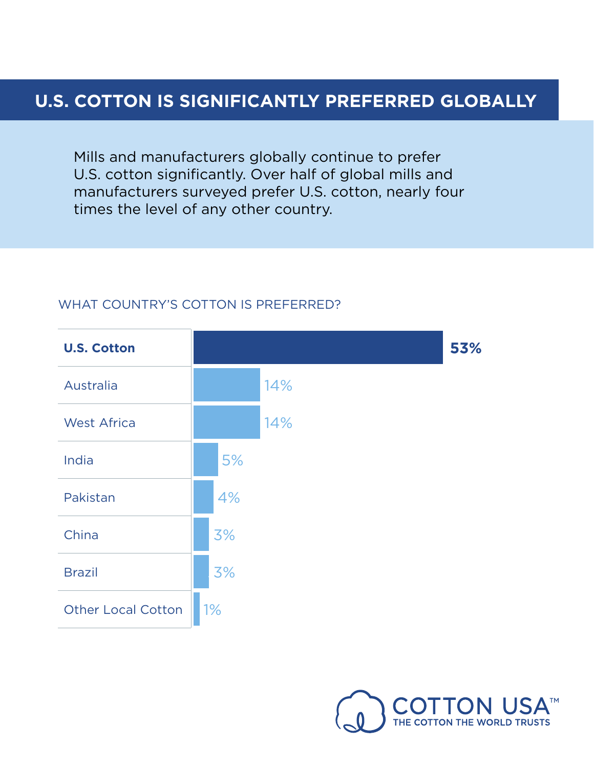# U.S. COTTON IS SIGNIFICANTLY PREFERRED GLOBALLY

Mills and manufacturers globally continue to prefer U.S. cotton significantly. Over half of global mills and manufacturers surveyed prefer U.S. cotton, nearly four times the level of any other country.

WHAT COUNTRY'S COTTON IS PREFERRED?

| Country | Percentage |
|---|---|
| **U.S. Cotton** | **53%** |
| Australia | 14% |
| West Africa | 14% |
| India | 5% |
| Pakistan | 4% |
| China | 3% |
| Brazil | 3% |
| Other Local Cotton | 1% |

COTTON USA™
THE COTTON THE WORLD TRUSTS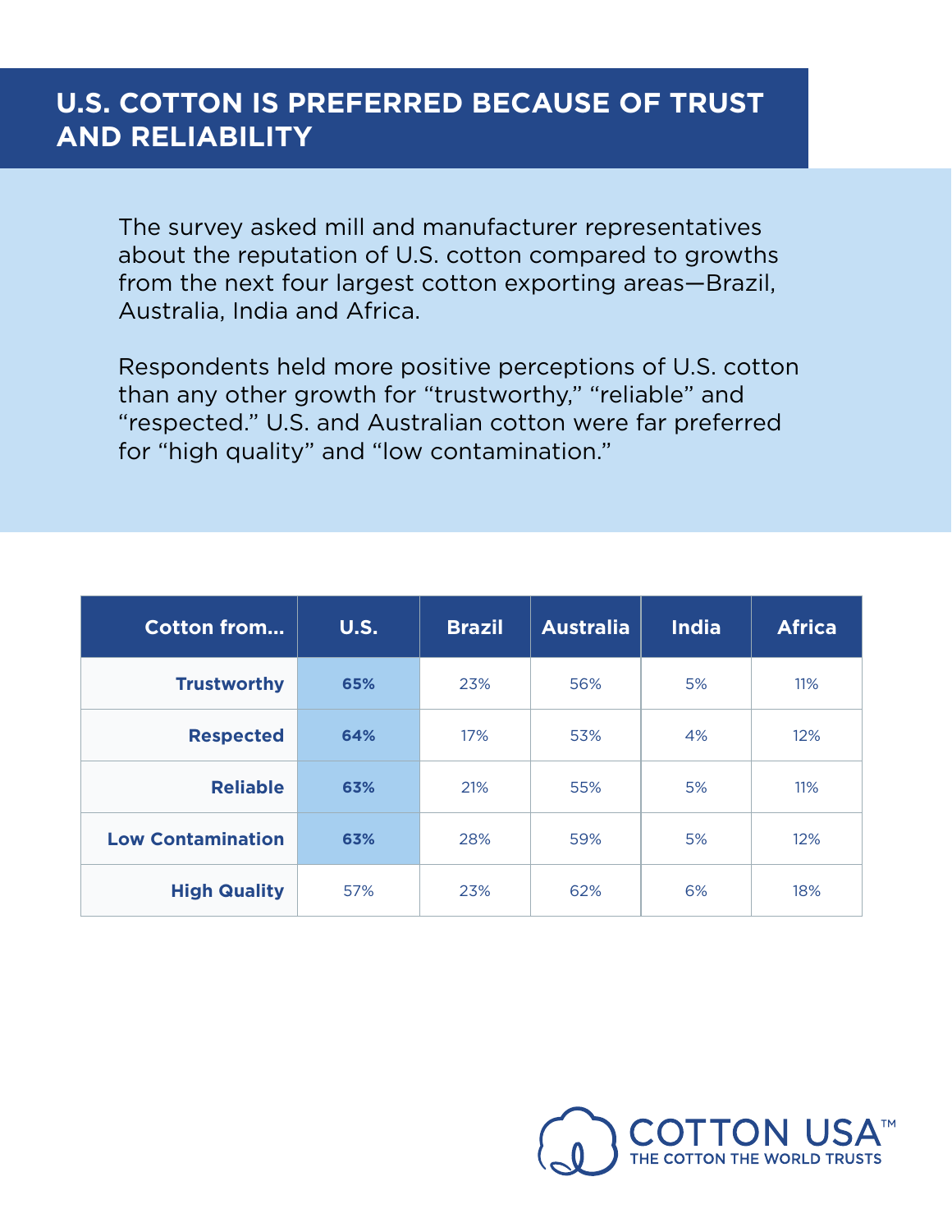# U.S. COTTON IS PREFERRED BECAUSE OF TRUST AND RELIABILITY

The survey asked mill and manufacturer representatives about the reputation of U.S. cotton compared to growths from the next four largest cotton exporting areas—Brazil, Australia, India and Africa.

Respondents held more positive perceptions of U.S. cotton than any other growth for "trustworthy," "reliable" and "respected." U.S. and Australian cotton were far preferred for "high quality" and "low contamination."

| Cotton from... | U.S. | Brazil | Australia | India | Africa |
|---|---|---|---|---|---|
| **Trustworthy** | **65%** | 23% | 56% | 5% | 11% |
| **Respected** | **64%** | 17% | 53% | 4% | 12% |
| **Reliable** | **63%** | 21% | 55% | 5% | 11% |
| **Low Contamination** | **63%** | 28% | 59% | 5% | 12% |
| **High Quality** | 57% | 23% | 62% | 6% | 18% |

COTTON USA™
THE COTTON THE WORLD TRUSTS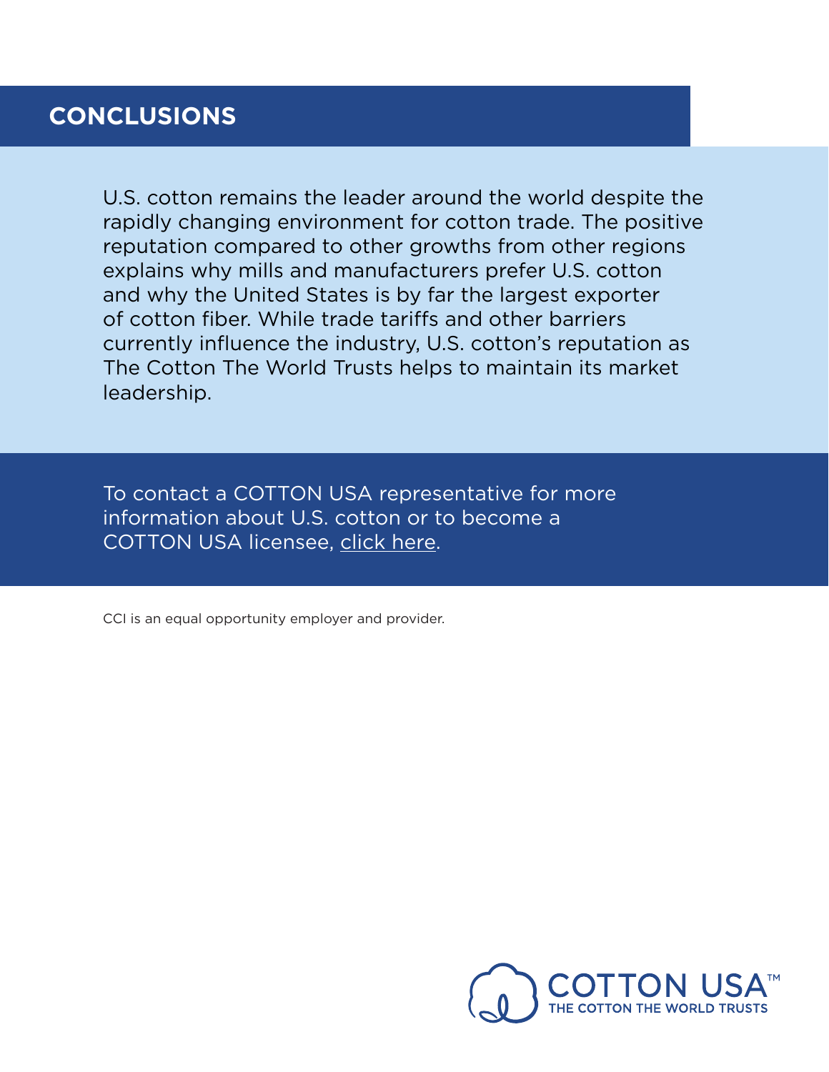## CONCLUSIONS

U.S. cotton remains the leader around the world despite the rapidly changing environment for cotton trade. The positive reputation compared to other growths from other regions explains why mills and manufacturers prefer U.S. cotton and why the United States is by far the largest exporter of cotton fiber. While trade tariffs and other barriers currently influence the industry, U.S. cotton's reputation as The Cotton The World Trusts helps to maintain its market leadership.

To contact a COTTON USA representative for more information about U.S. cotton or to become a COTTON USA licensee, click here.

CCI is an equal opportunity employer and provider.

COTTON USA™
THE COTTON THE WORLD TRUSTS